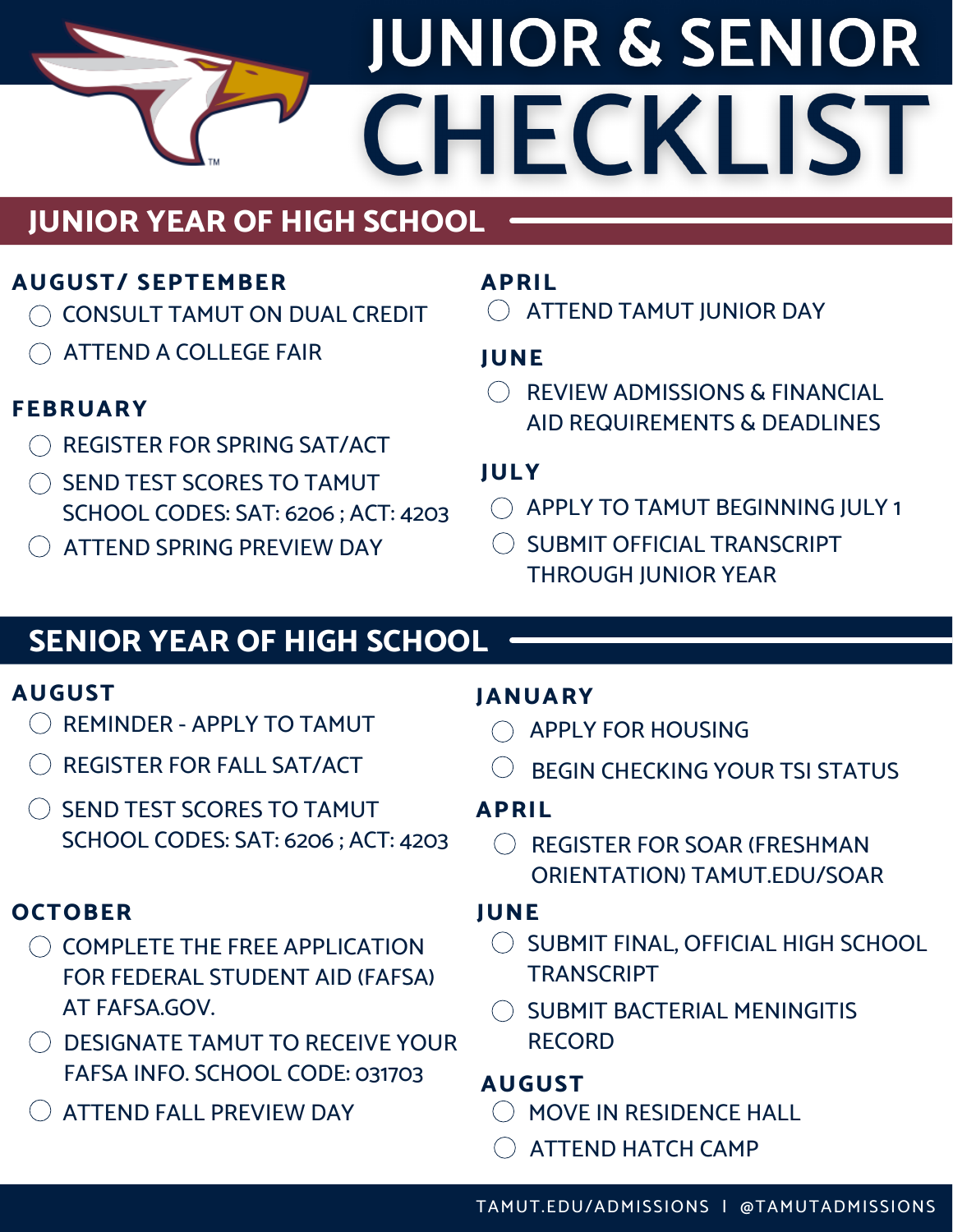# JUNIOR & SENIOR CHECKLIST

## JUNIOR YEAR OF HIGH SCHOOL

### AUGUST/ SEPTEMBER

- ◯ CONSULT TAMUT ON DUAL CREDIT
- ◯ ATTEND A COLLEGE FAIR

### FEBRUARY

- ◯ REGISTER FOR SPRING SAT/ACT
- ◯ SEND TEST SCORES TO TAMUT SCHOOL CODES: SAT: 6206 ; ACT: 4203
- ◯ ATTEND SPRING PREVIEW DAY

### APRIL

- ◯ ATTEND TAMUT JUNIOR DAY

### JUNE

- ◯ REVIEW ADMISSIONS & FINANCIAL AID REQUIREMENTS & DEADLINES

### JULY

- ◯ APPLY TO TAMUT BEGINNING JULY 1
- ◯ SUBMIT OFFICIAL TRANSCRIPT THROUGH JUNIOR YEAR

## SENIOR YEAR OF HIGH SCHOOL

### AUGUST

- ◯ REMINDER - APPLY TO TAMUT
- ◯ REGISTER FOR FALL SAT/ACT
- ◯ SEND TEST SCORES TO TAMUT SCHOOL CODES: SAT: 6206 ; ACT: 4203

### OCTOBER

- ◯ COMPLETE THE FREE APPLICATION FOR FEDERAL STUDENT AID (FAFSA) AT FAFSA.GOV.
- ◯ DESIGNATE TAMUT TO RECEIVE YOUR FAFSA INFO. SCHOOL CODE: 031703
- ◯ ATTEND FALL PREVIEW DAY

### JANUARY

- ◯ APPLY FOR HOUSING
- ◯ BEGIN CHECKING YOUR TSI STATUS

### APRIL

- ◯ REGISTER FOR SOAR (FRESHMAN ORIENTATION) TAMUT.EDU/SOAR

### JUNE

- ◯ SUBMIT FINAL, OFFICIAL HIGH SCHOOL TRANSCRIPT
- ◯ SUBMIT BACTERIAL MENINGITIS RECORD

### AUGUST

- ◯ MOVE IN RESIDENCE HALL
- ◯ ATTEND HATCH CAMP

TAMUT.EDU/ADMISSIONS | @TAMUTADMISSIONS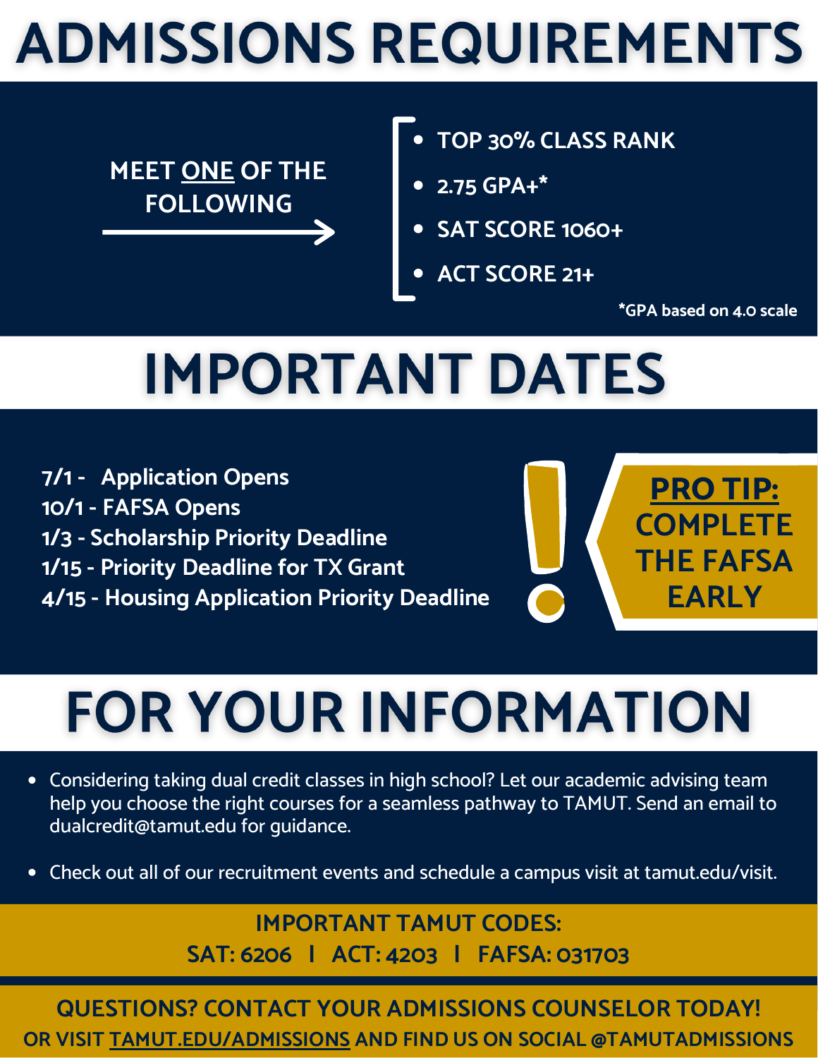# ADMISSIONS REQUIREMENTS

MEET ONE OF THE FOLLOWING

- TOP 30% CLASS RANK
- 2.75 GPA+*
- SAT SCORE 1060+
- ACT SCORE 21+

*GPA based on 4.0 scale

# IMPORTANT DATES

7/1 - Application Opens
10/1 - FAFSA Opens
1/3 - Scholarship Priority Deadline
1/15 - Priority Deadline for TX Grant
4/15 - Housing Application Priority Deadline

**PRO TIP:** COMPLETE THE FAFSA EARLY

# FOR YOUR INFORMATION

- Considering taking dual credit classes in high school? Let our academic advising team help you choose the right courses for a seamless pathway to TAMUT. Send an email to dualcredit@tamut.edu for guidance.
- Check out all of our recruitment events and schedule a campus visit at tamut.edu/visit.

**IMPORTANT TAMUT CODES:**
**SAT: 6206 | ACT: 4203 | FAFSA: 031703**

**QUESTIONS? CONTACT YOUR ADMISSIONS COUNSELOR TODAY!**
**OR VISIT TAMUT.EDU/ADMISSIONS AND FIND US ON SOCIAL @TAMUTADMISSIONS**